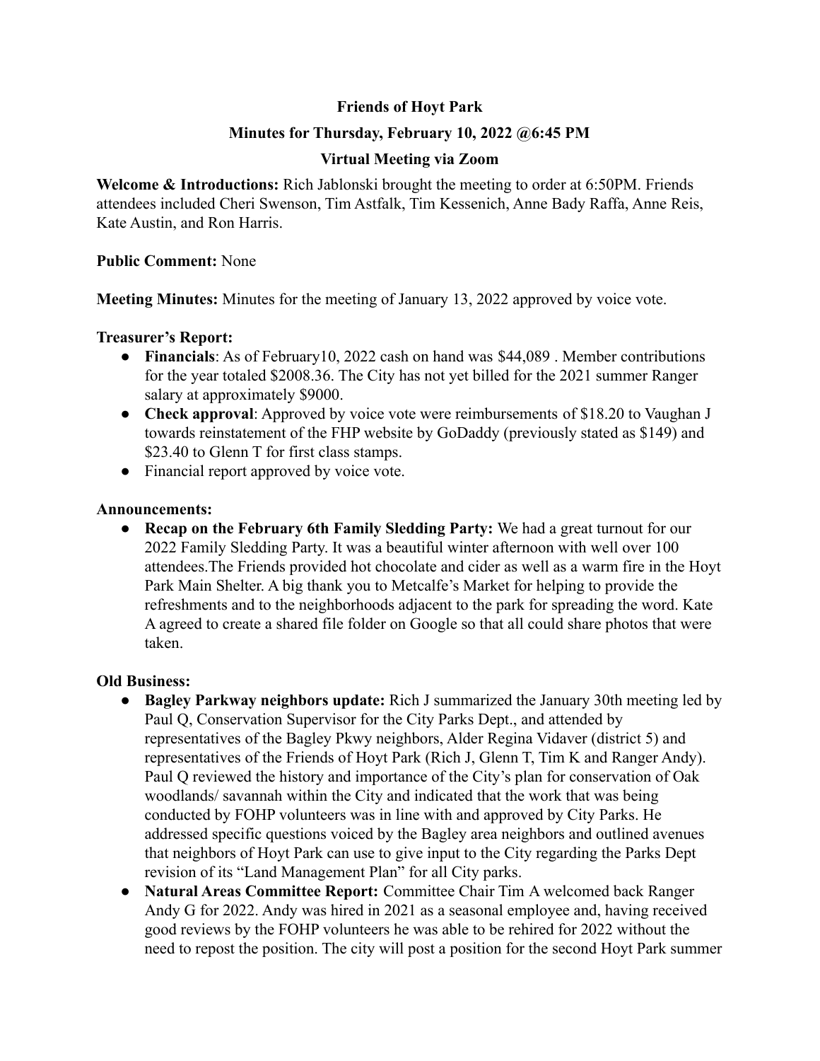**Friends of Hoyt Park**

**Minutes for Thursday, February 10, 2022 @6:45 PM**

**Virtual Meeting via Zoom**

**Welcome & Introductions:** Rich Jablonski brought the meeting to order at 6:50PM. Friends attendees included Cheri Swenson, Tim Astfalk, Tim Kessenich, Anne Bady Raffa, Anne Reis, Kate Austin, and Ron Harris.

**Public Comment:** None

**Meeting Minutes:** Minutes for the meeting of January 13, 2022 approved by voice vote.

**Treasurer's Report:**

- **Financials**: As of February10, 2022 cash on hand was $44,089 . Member contributions for the year totaled $2008.36. The City has not yet billed for the 2021 summer Ranger salary at approximately $9000.
- **Check approval**: Approved by voice vote were reimbursements of $18.20 to Vaughan J towards reinstatement of the FHP website by GoDaddy (previously stated as $149) and $23.40 to Glenn T for first class stamps.
- Financial report approved by voice vote.

**Announcements:**

- **Recap on the February 6th Family Sledding Party:** We had a great turnout for our 2022 Family Sledding Party. It was a beautiful winter afternoon with well over 100 attendees.The Friends provided hot chocolate and cider as well as a warm fire in the Hoyt Park Main Shelter. A big thank you to Metcalfe's Market for helping to provide the refreshments and to the neighborhoods adjacent to the park for spreading the word. Kate A agreed to create a shared file folder on Google so that all could share photos that were taken.

**Old Business:**

- **Bagley Parkway neighbors update:** Rich J summarized the January 30th meeting led by Paul Q, Conservation Supervisor for the City Parks Dept., and attended by representatives of the Bagley Pkwy neighbors, Alder Regina Vidaver (district 5) and representatives of the Friends of Hoyt Park (Rich J, Glenn T, Tim K and Ranger Andy). Paul Q reviewed the history and importance of the City's plan for conservation of Oak woodlands/ savannah within the City and indicated that the work that was being conducted by FOHP volunteers was in line with and approved by City Parks. He addressed specific questions voiced by the Bagley area neighbors and outlined avenues that neighbors of Hoyt Park can use to give input to the City regarding the Parks Dept revision of its "Land Management Plan" for all City parks.
- **Natural Areas Committee Report:** Committee Chair Tim A welcomed back Ranger Andy G for 2022. Andy was hired in 2021 as a seasonal employee and, having received good reviews by the FOHP volunteers he was able to be rehired for 2022 without the need to repost the position. The city will post a position for the second Hoyt Park summer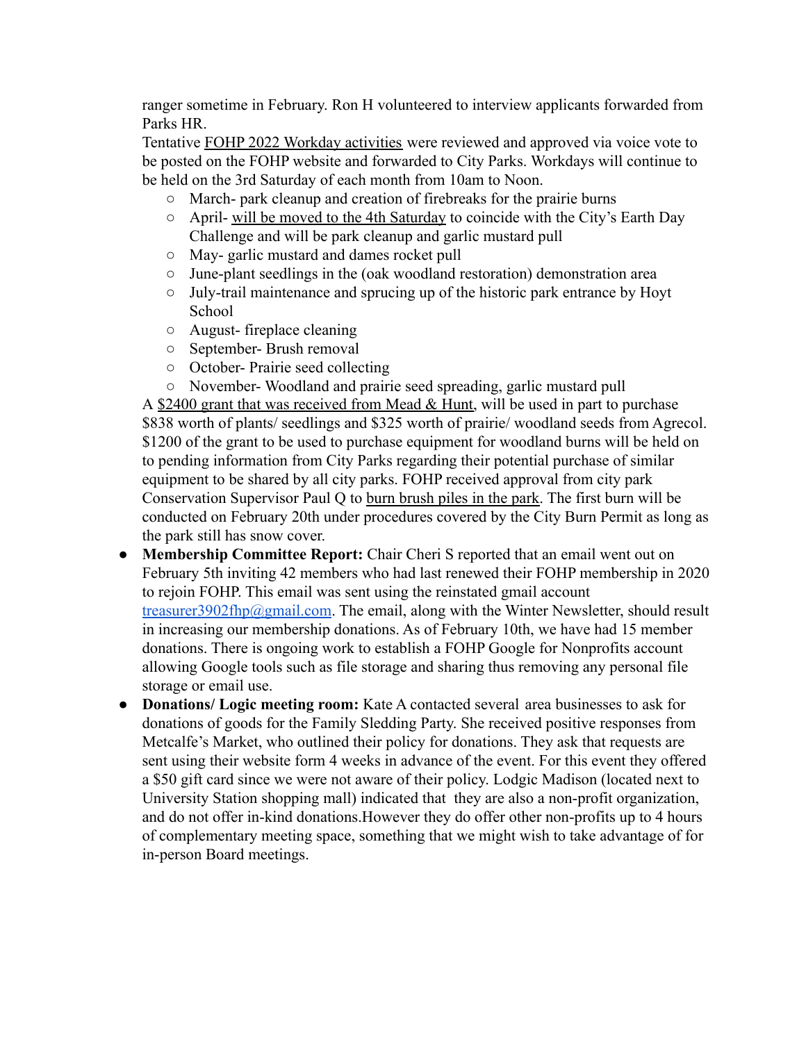ranger sometime in February. Ron H volunteered to interview applicants forwarded from Parks HR.

Tentative FOHP 2022 Workday activities were reviewed and approved via voice vote to be posted on the FOHP website and forwarded to City Parks. Workdays will continue to be held on the 3rd Saturday of each month from 10am to Noon.

- March- park cleanup and creation of firebreaks for the prairie burns
- April- will be moved to the 4th Saturday to coincide with the City's Earth Day Challenge and will be park cleanup and garlic mustard pull
- May- garlic mustard and dames rocket pull
- June-plant seedlings in the (oak woodland restoration) demonstration area
- July-trail maintenance and sprucing up of the historic park entrance by Hoyt School
- August- fireplace cleaning
- September- Brush removal
- October- Prairie seed collecting
- November- Woodland and prairie seed spreading, garlic mustard pull

A $2400 grant that was received from Mead & Hunt, will be used in part to purchase $838 worth of plants/ seedlings and $325 worth of prairie/ woodland seeds from Agrecol. $1200 of the grant to be used to purchase equipment for woodland burns will be held on to pending information from City Parks regarding their potential purchase of similar equipment to be shared by all city parks. FOHP received approval from city park Conservation Supervisor Paul Q to burn brush piles in the park. The first burn will be conducted on February 20th under procedures covered by the City Burn Permit as long as the park still has snow cover.

- **Membership Committee Report:** Chair Cheri S reported that an email went out on February 5th inviting 42 members who had last renewed their FOHP membership in 2020 to rejoin FOHP. This email was sent using the reinstated gmail account treasurer3902fhp@gmail.com. The email, along with the Winter Newsletter, should result in increasing our membership donations. As of February 10th, we have had 15 member donations. There is ongoing work to establish a FOHP Google for Nonprofits account allowing Google tools such as file storage and sharing thus removing any personal file storage or email use.
- **Donations/ Logic meeting room:** Kate A contacted several area businesses to ask for donations of goods for the Family Sledding Party. She received positive responses from Metcalfe's Market, who outlined their policy for donations. They ask that requests are sent using their website form 4 weeks in advance of the event. For this event they offered a $50 gift card since we were not aware of their policy. Lodgic Madison (located next to University Station shopping mall) indicated that they are also a non-profit organization, and do not offer in-kind donations.However they do offer other non-profits up to 4 hours of complementary meeting space, something that we might wish to take advantage of for in-person Board meetings.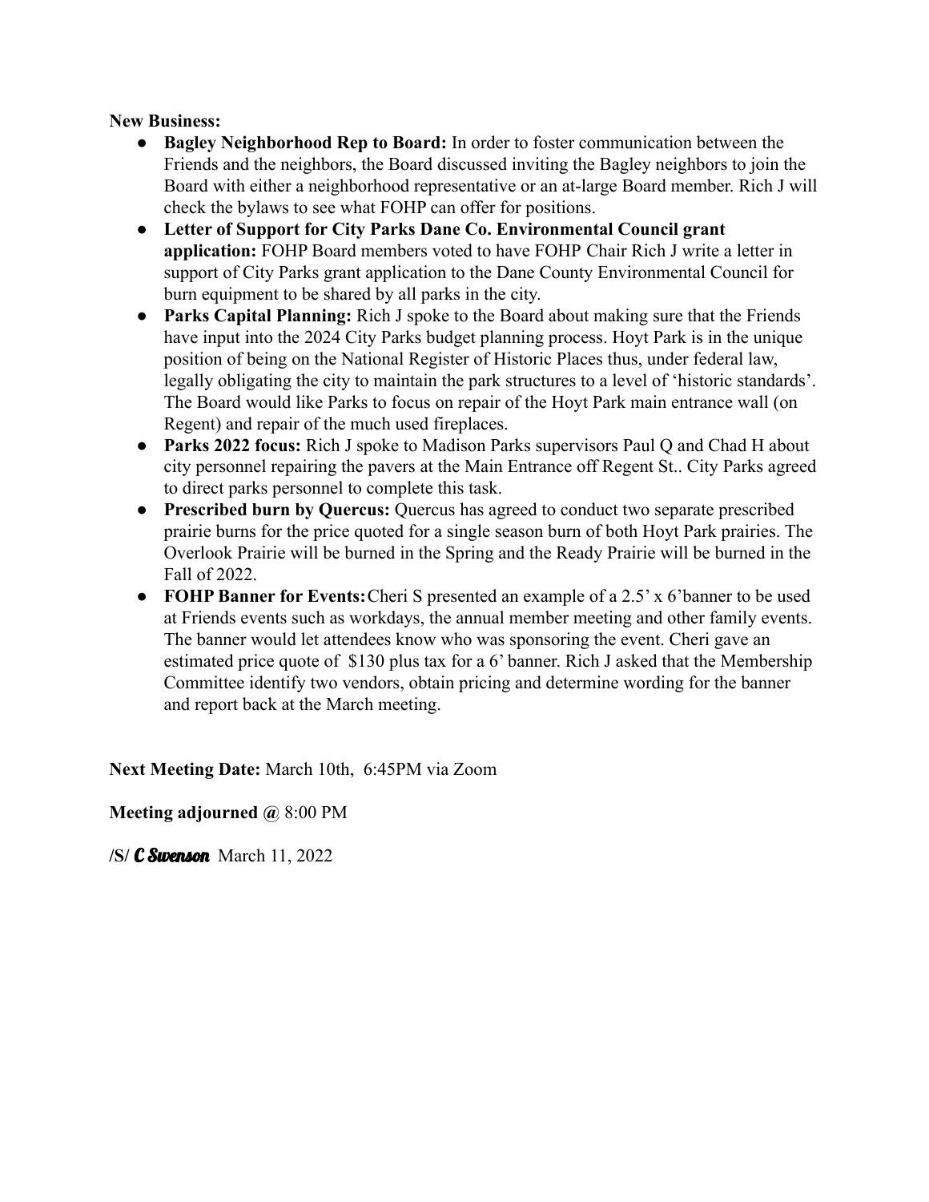**New Business:**

- **Bagley Neighborhood Rep to Board:** In order to foster communication between the Friends and the neighbors, the Board discussed inviting the Bagley neighbors to join the Board with either a neighborhood representative or an at-large Board member. Rich J will check the bylaws to see what FOHP can offer for positions.
- **Letter of Support for City Parks Dane Co. Environmental Council grant application:** FOHP Board members voted to have FOHP Chair Rich J write a letter in support of City Parks grant application to the Dane County Environmental Council for burn equipment to be shared by all parks in the city.
- **Parks Capital Planning:** Rich J spoke to the Board about making sure that the Friends have input into the 2024 City Parks budget planning process. Hoyt Park is in the unique position of being on the National Register of Historic Places thus, under federal law, legally obligating the city to maintain the park structures to a level of 'historic standards'. The Board would like Parks to focus on repair of the Hoyt Park main entrance wall (on Regent) and repair of the much used fireplaces.
- **Parks 2022 focus:** Rich J spoke to Madison Parks supervisors Paul Q and Chad H about city personnel repairing the pavers at the Main Entrance off Regent St.. City Parks agreed to direct parks personnel to complete this task.
- **Prescribed burn by Quercus:** Quercus has agreed to conduct two separate prescribed prairie burns for the price quoted for a single season burn of both Hoyt Park prairies. The Overlook Prairie will be burned in the Spring and the Ready Prairie will be burned in the Fall of 2022.
- **FOHP Banner for Events:** Cheri S presented an example of a 2.5' x 6'banner to be used at Friends events such as workdays, the annual member meeting and other family events. The banner would let attendees know who was sponsoring the event. Cheri gave an estimated price quote of $130 plus tax for a 6' banner. Rich J asked that the Membership Committee identify two vendors, obtain pricing and determine wording for the banner and report back at the March meeting.

**Next Meeting Date:** March 10th, 6:45PM via Zoom

**Meeting adjourned @** 8:00 PM

**/S/** ***C Swenson*** March 11, 2022